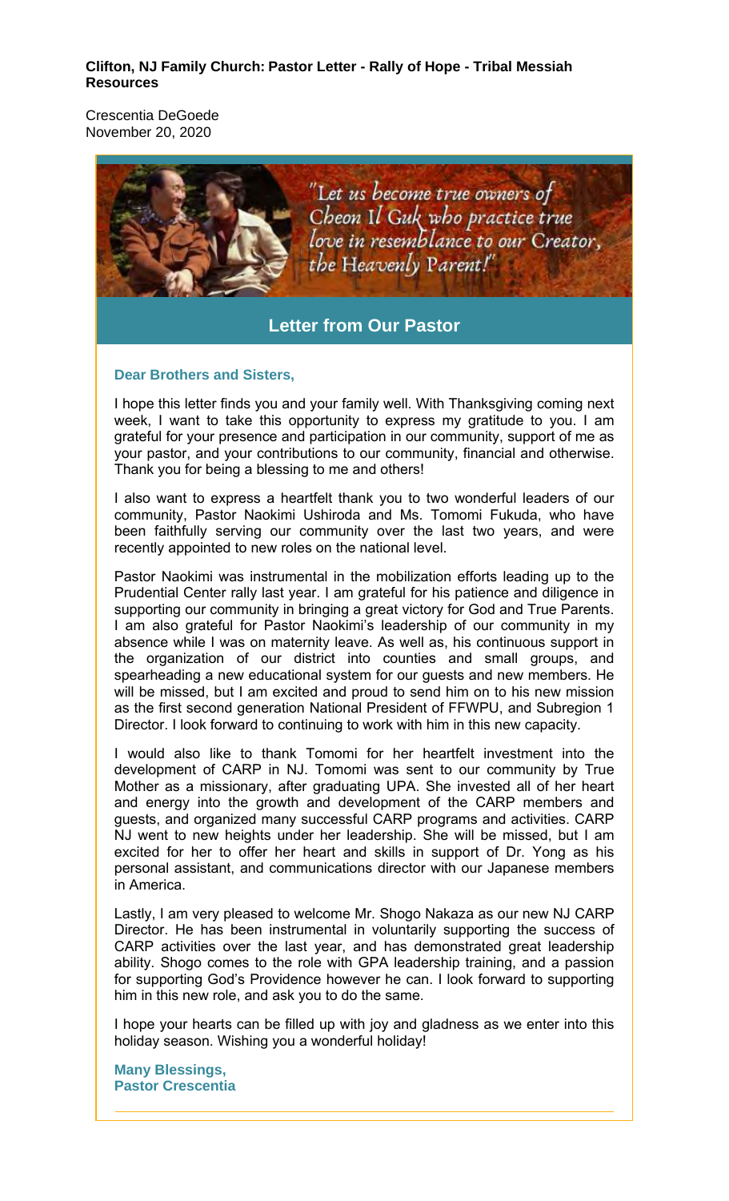**Clifton, NJ Family Church: Pastor Letter - Rally of Hope - Tribal Messiah Resources**

Crescentia DeGoede
November 20, 2020

"Let us become true owners of Cheon Il Guk who practice true love in resemblance to our Creator, the Heavenly Parent!"

## Letter from Our Pastor

**Dear Brothers and Sisters,**

I hope this letter finds you and your family well. With Thanksgiving coming next week, I want to take this opportunity to express my gratitude to you. I am grateful for your presence and participation in our community, support of me as your pastor, and your contributions to our community, financial and otherwise. Thank you for being a blessing to me and others!

I also want to express a heartfelt thank you to two wonderful leaders of our community, Pastor Naokimi Ushiroda and Ms. Tomomi Fukuda, who have been faithfully serving our community over the last two years, and were recently appointed to new roles on the national level.

Pastor Naokimi was instrumental in the mobilization efforts leading up to the Prudential Center rally last year. I am grateful for his patience and diligence in supporting our community in bringing a great victory for God and True Parents. I am also grateful for Pastor Naokimi's leadership of our community in my absence while I was on maternity leave. As well as, his continuous support in the organization of our district into counties and small groups, and spearheading a new educational system for our guests and new members. He will be missed, but I am excited and proud to send him on to his new mission as the first second generation National President of FFWPU, and Subregion 1 Director. I look forward to continuing to work with him in this new capacity.

I would also like to thank Tomomi for her heartfelt investment into the development of CARP in NJ. Tomomi was sent to our community by True Mother as a missionary, after graduating UPA. She invested all of her heart and energy into the growth and development of the CARP members and guests, and organized many successful CARP programs and activities. CARP NJ went to new heights under her leadership. She will be missed, but I am excited for her to offer her heart and skills in support of Dr. Yong as his personal assistant, and communications director with our Japanese members in America.

Lastly, I am very pleased to welcome Mr. Shogo Nakaza as our new NJ CARP Director. He has been instrumental in voluntarily supporting the success of CARP activities over the last year, and has demonstrated great leadership ability. Shogo comes to the role with GPA leadership training, and a passion for supporting God's Providence however he can. I look forward to supporting him in this new role, and ask you to do the same.

I hope your hearts can be filled up with joy and gladness as we enter into this holiday season. Wishing you a wonderful holiday!

**Many Blessings,**
**Pastor Crescentia**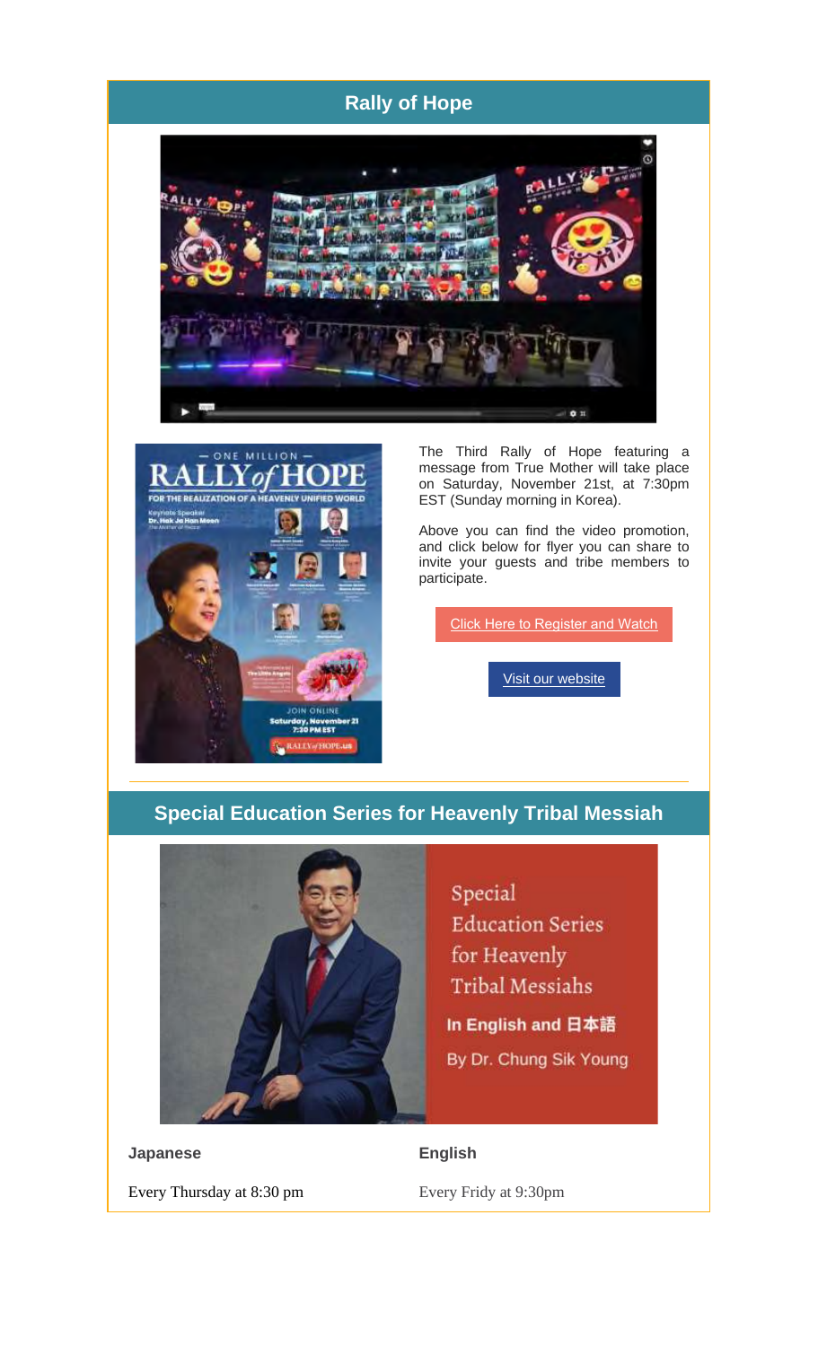## Rally of Hope

The Third Rally of Hope featuring a message from True Mother will take place on Saturday, November 21st, at 7:30pm EST (Sunday morning in Korea).

Above you can find the video promotion, and click below for flyer you can share to invite your guests and tribe members to participate.

Click Here to Register and Watch

Visit our website

## Special Education Series for Heavenly Tribal Messiah

**Japanese**

Every Thursday at 8:30 pm

**English**

Every Friday at 9:30pm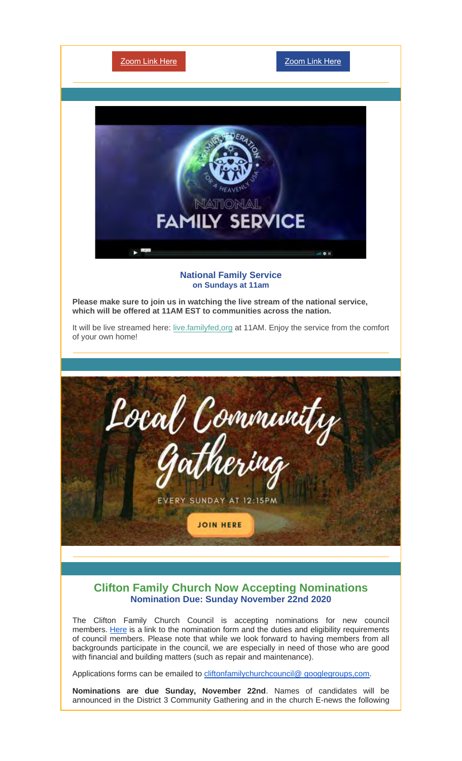Zoom Link Here

Zoom Link Here

### National Family Service
**on Sundays at 11am**

**Please make sure to join us in watching the live stream of the national service, which will be offered at 11AM EST to communities across the nation.**

It will be live streamed here: live.familyfed,org at 11AM. Enjoy the service from the comfort of your own home!

---

Local Community Gathering

EVERY SUNDAY AT 12:15PM

JOIN HERE

---

## Clifton Family Church Now Accepting Nominations
**Nomination Due: Sunday November 22nd 2020**

The Clifton Family Church Council is accepting nominations for new council members. Here is a link to the nomination form and the duties and eligibility requirements of council members. Please note that while we look forward to having members from all backgrounds participate in the council, we are especially in need of those who are good with financial and building matters (such as repair and maintenance).

Applications forms can be emailed to cliftonfamilychurchcouncil@ googlegroups,com.

**Nominations are due Sunday, November 22nd**. Names of candidates will be announced in the District 3 Community Gathering and in the church E-news the following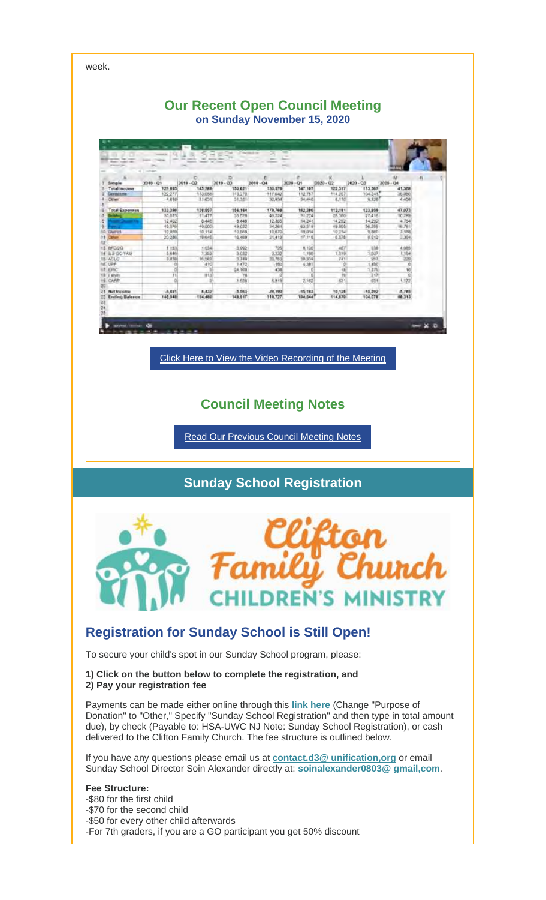week.

## Our Recent Open Council Meeting
### on Sunday November 15, 2020

Click Here to View the Video Recording of the Meeting

## Council Meeting Notes

Read Our Previous Council Meeting Notes

## Sunday School Registration

## Registration for Sunday School is Still Open!

To secure your child's spot in our Sunday School program, please:

**1) Click on the button below to complete the registration, and**
**2) Pay your registration fee**

Payments can be made either online through this **link here** (Change "Purpose of Donation" to "Other," Specify "Sunday School Registration" and then type in total amount due), by check (Payable to: HSA-UWC NJ Note: Sunday School Registration), or cash delivered to the Clifton Family Church. The fee structure is outlined below.

If you have any questions please email us at **contact.d3@ unification,org** or email Sunday School Director Soin Alexander directly at: **soinalexander0803@ gmail,com**.

**Fee Structure:**
-$80 for the first child
-$70 for the second child
-$50 for every other child afterwards
-For 7th graders, if you are a GO participant you get 50% discount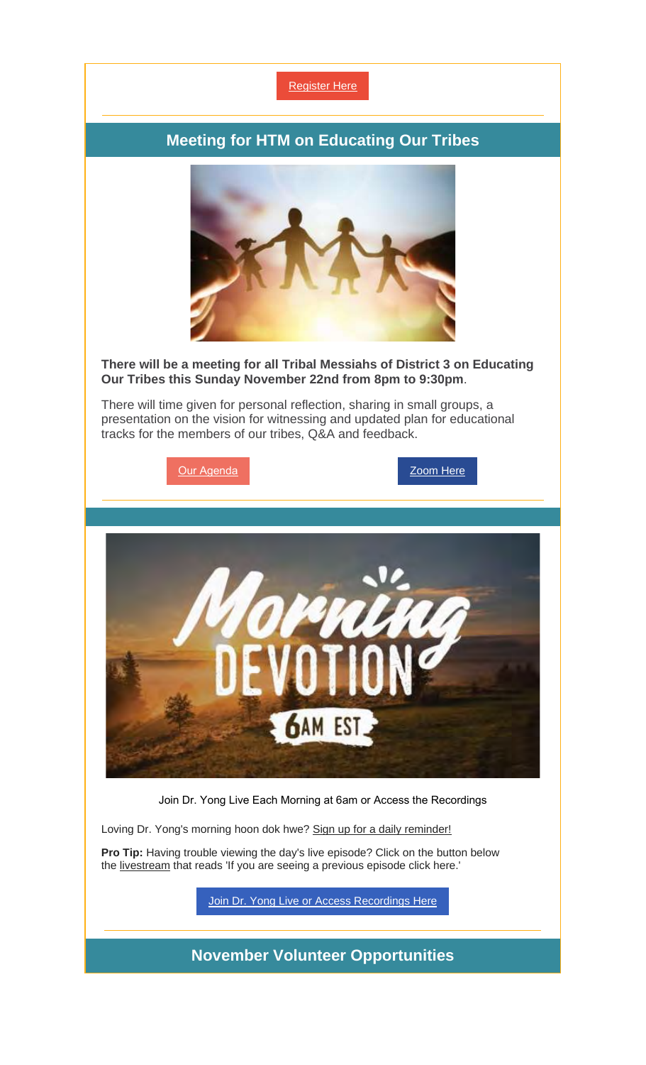Register Here

## Meeting for HTM on Educating Our Tribes

**There will be a meeting for all Tribal Messiahs of District 3 on Educating Our Tribes this Sunday November 22nd from 8pm to 9:30pm**.

There will time given for personal reflection, sharing in small groups, a presentation on the vision for witnessing and updated plan for educational tracks for the members of our tribes, Q&A and feedback.

Our Agenda

Zoom Here

Join Dr. Yong Live Each Morning at 6am or Access the Recordings

Loving Dr. Yong's morning hoon dok hwe? Sign up for a daily reminder!

**Pro Tip:** Having trouble viewing the day's live episode? Click on the button below the livestream that reads 'If you are seeing a previous episode click here.'

Join Dr. Yong Live or Access Recordings Here

## November Volunteer Opportunities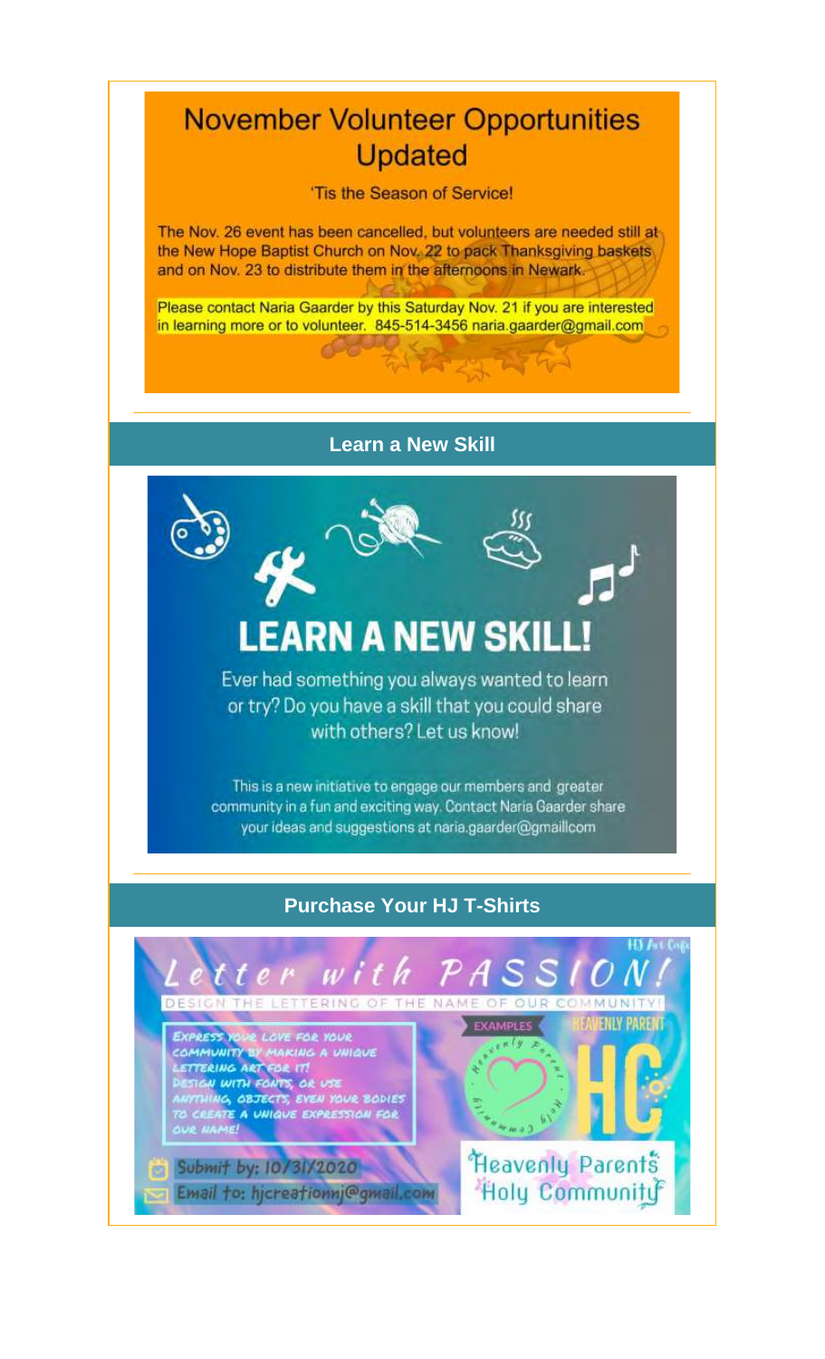## November Volunteer Opportunities Updated

'Tis the Season of Service!

The Nov. 26 event has been cancelled, but volunteers are needed still at the New Hope Baptist Church on Nov. 22 to pack Thanksgiving baskets and on Nov. 23 to distribute them in the afternoons in Newark.

Please contact Naria Gaarder by this Saturday Nov. 21 if you are interested in learning more or to volunteer. 845-514-3456 naria.gaarder@gmail.com

---

### Learn a New Skill

# LEARN A NEW SKILL!

Ever had something you always wanted to learn or try? Do you have a skill that you could share with others? Let us know!

This is a new initiative to engage our members and greater community in a fun and exciting way. Contact Naria Gaarder share your ideas and suggestions at naria.gaarder@gmaillcom

---

### Purchase Your HJ T-Shirts

HJ Art Cafe

# Letter with PASSION!

DESIGN THE LETTERING OF THE NAME OF OUR COMMUNITY!

EXPRESS YOUR LOVE FOR YOUR COMMUNITY BY MAKING A UNIQUE LETTERING ART FOR IT! DESIGN WITH FONTS, OR USE ANYTHING, OBJECTS, EVEN YOUR BODIES TO CREATE A UNIQUE EXPRESSION FOR OUR NAME!

EXAMPLES

HEAVENLY PARENT

Heavenly Parent Holy Community

HC

Heavenly Parents Holy Community

Submit by: 10/31/2020

Email to: hjcreationnj@gmail.com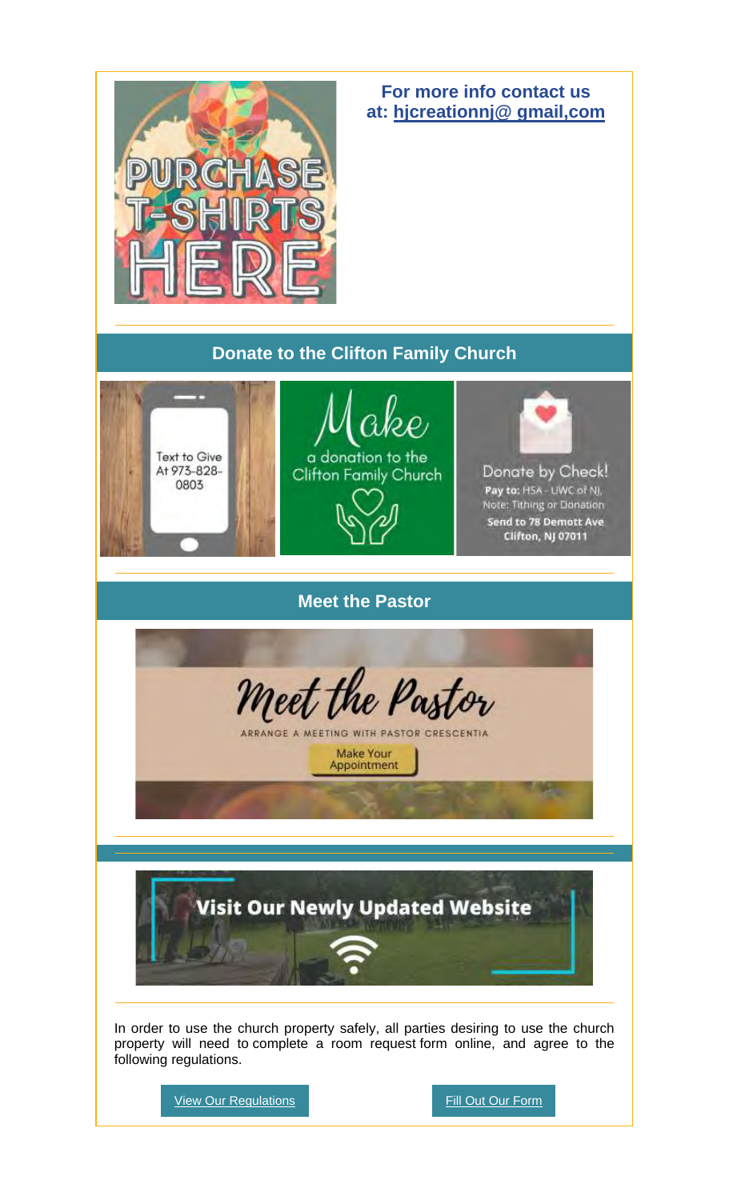PURCHASE T-SHIRTS HERE

**For more info contact us at: hjcreationnj@ gmail,com**

## Donate to the Clifton Family Church

Text to Give At 973-828-0803

Make a donation to the Clifton Family Church

Donate by Check!
**Pay to:** HSA - UWC of NJ
Note: Tithing or Donation
**Send to 78 Demott Ave Clifton, NJ 07011**

## Meet the Pastor

Meet the Pastor

ARRANGE A MEETING WITH PASTOR CRESCENTIA

Make Your Appointment

Visit Our Newly Updated Website

In order to use the church property safely, all parties desiring to use the church property will need to complete a room request form online, and agree to the following regulations.

View Our Regulations

Fill Out Our Form